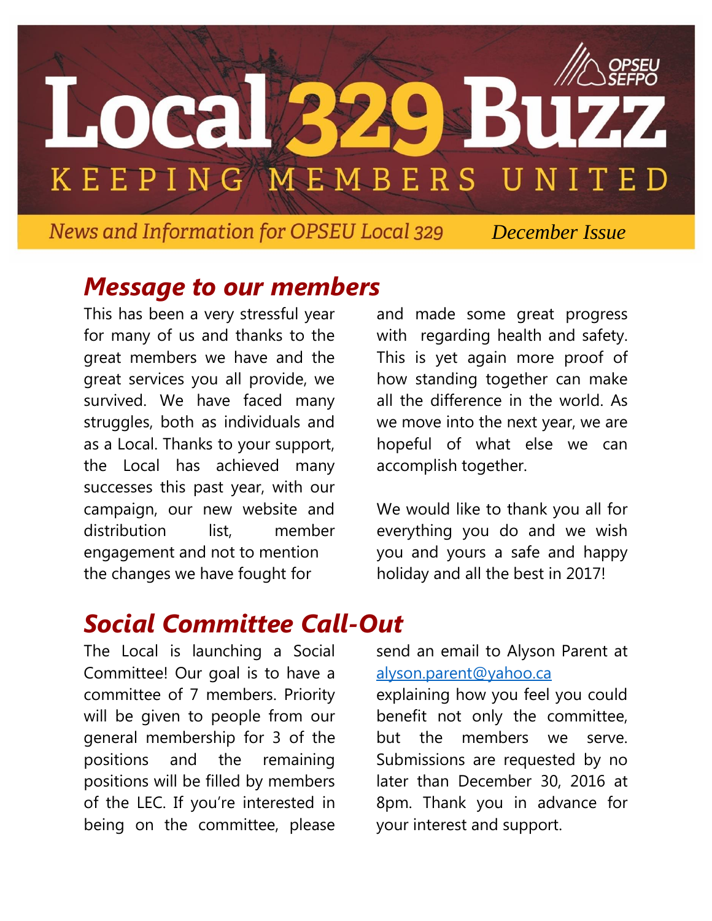# Local 329 Buzz

KEEPING MEMBERS UNITED

OPSEU SEFPO

*News and Information for OPSEU Local 329* — *December Issue*

## *Message to our members*

This has been a very stressful year for many of us and thanks to the great members we have and the great services you all provide, we survived. We have faced many struggles, both as individuals and as a Local. Thanks to your support, the Local has achieved many successes this past year, with our campaign, our new website and distribution list, member engagement and not to mention the changes we have fought for and made some great progress with regarding health and safety. This is yet again more proof of how standing together can make all the difference in the world. As we move into the next year, we are hopeful of what else we can accomplish together.

We would like to thank you all for everything you do and we wish you and yours a safe and happy holiday and all the best in 2017!

## *Social Committee Call-Out*

The Local is launching a Social Committee! Our goal is to have a committee of 7 members. Priority will be given to people from our general membership for 3 of the positions and the remaining positions will be filled by members of the LEC. If you're interested in being on the committee, please send an email to Alyson Parent at alyson.parent@yahoo.ca explaining how you feel you could benefit not only the committee, but the members we serve. Submissions are requested by no later than December 30, 2016 at 8pm. Thank you in advance for your interest and support.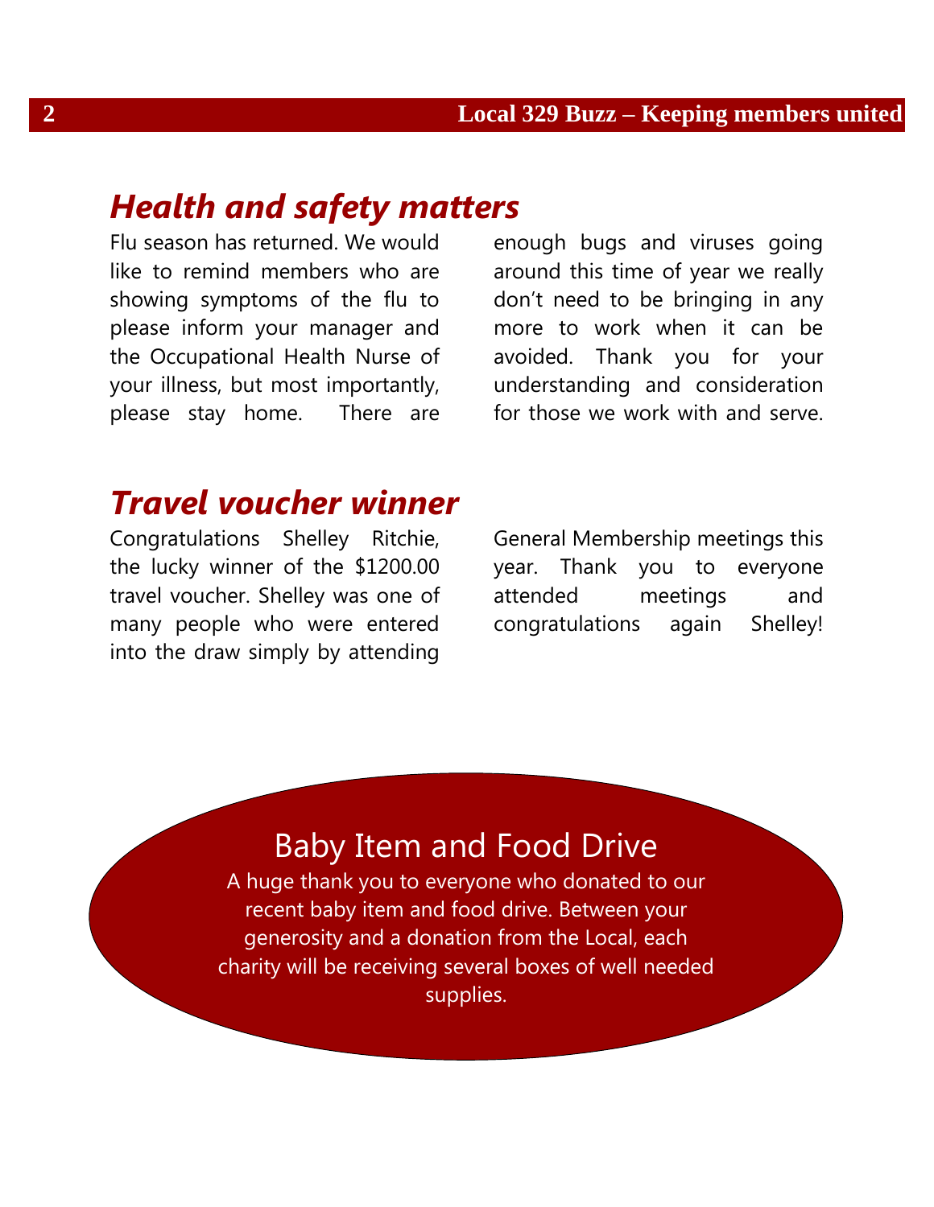## *Health and safety matters*

Flu season has returned. We would like to remind members who are showing symptoms of the flu to please inform your manager and the Occupational Health Nurse of your illness, but most importantly, please stay home. There are enough bugs and viruses going around this time of year we really don't need to be bringing in any more to work when it can be avoided. Thank you for your understanding and consideration for those we work with and serve.

## *Travel voucher winner*

Congratulations Shelley Ritchie, the lucky winner of the $1200.00 travel voucher. Shelley was one of many people who were entered into the draw simply by attending General Membership meetings this year. Thank you to everyone attended meetings and congratulations again Shelley!

## Baby Item and Food Drive

A huge thank you to everyone who donated to our recent baby item and food drive. Between your generosity and a donation from the Local, each charity will be receiving several boxes of well needed supplies.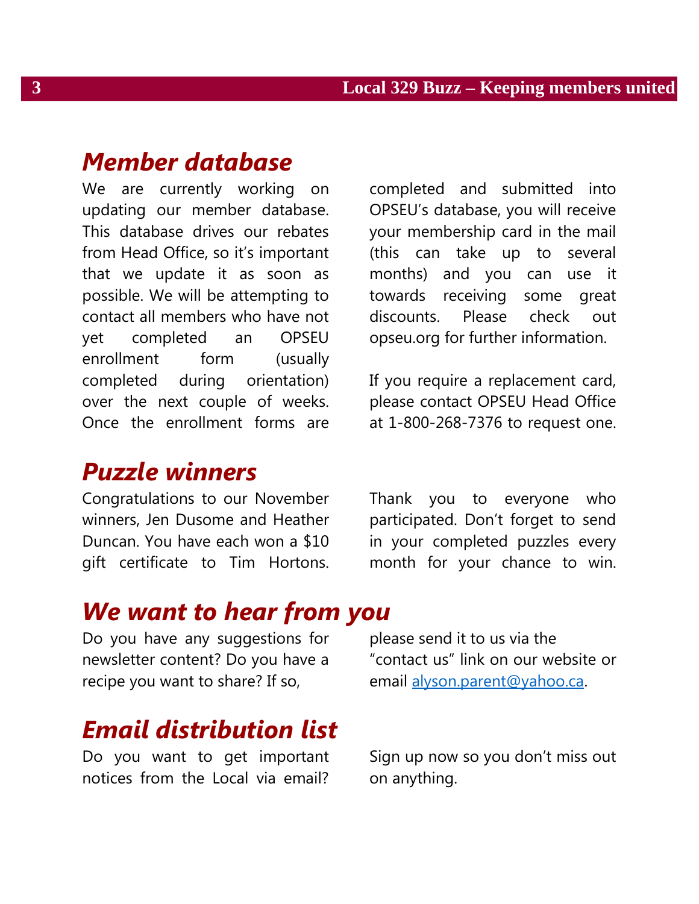## Member database

We are currently working on updating our member database. This database drives our rebates from Head Office, so it's important that we update it as soon as possible. We will be attempting to contact all members who have not yet completed an OPSEU enrollment form (usually completed during orientation) over the next couple of weeks. Once the enrollment forms are completed and submitted into OPSEU's database, you will receive your membership card in the mail (this can take up to several months) and you can use it towards receiving some great discounts. Please check out opseu.org for further information.

If you require a replacement card, please contact OPSEU Head Office at 1-800-268-7376 to request one.

## Puzzle winners

Congratulations to our November winners, Jen Dusome and Heather Duncan. You have each won a $10 gift certificate to Tim Hortons. Thank you to everyone who participated. Don't forget to send in your completed puzzles every month for your chance to win.

## We want to hear from you

Do you have any suggestions for newsletter content? Do you have a recipe you want to share? If so, please send it to us via the "contact us" link on our website or email alyson.parent@yahoo.ca.

## Email distribution list

Do you want to get important notices from the Local via email? Sign up now so you don't miss out on anything.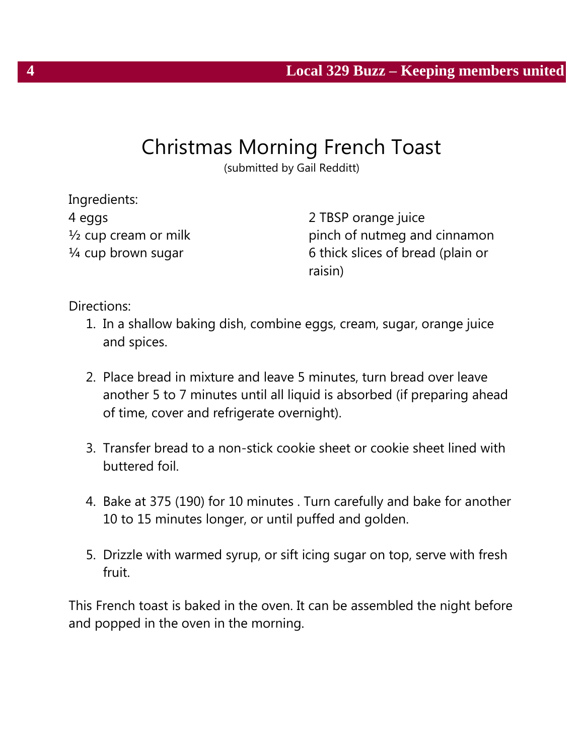# Christmas Morning French Toast

(submitted by Gail Redditt)

Ingredients:

4 eggs
½ cup cream or milk
¼ cup brown sugar
2 TBSP orange juice
pinch of nutmeg and cinnamon
6 thick slices of bread (plain or raisin)

Directions:

1. In a shallow baking dish, combine eggs, cream, sugar, orange juice and spices.

2. Place bread in mixture and leave 5 minutes, turn bread over leave another 5 to 7 minutes until all liquid is absorbed (if preparing ahead of time, cover and refrigerate overnight).

3. Transfer bread to a non-stick cookie sheet or cookie sheet lined with buttered foil.

4. Bake at 375 (190) for 10 minutes . Turn carefully and bake for another 10 to 15 minutes longer, or until puffed and golden.

5. Drizzle with warmed syrup, or sift icing sugar on top, serve with fresh fruit.

This French toast is baked in the oven. It can be assembled the night before and popped in the oven in the morning.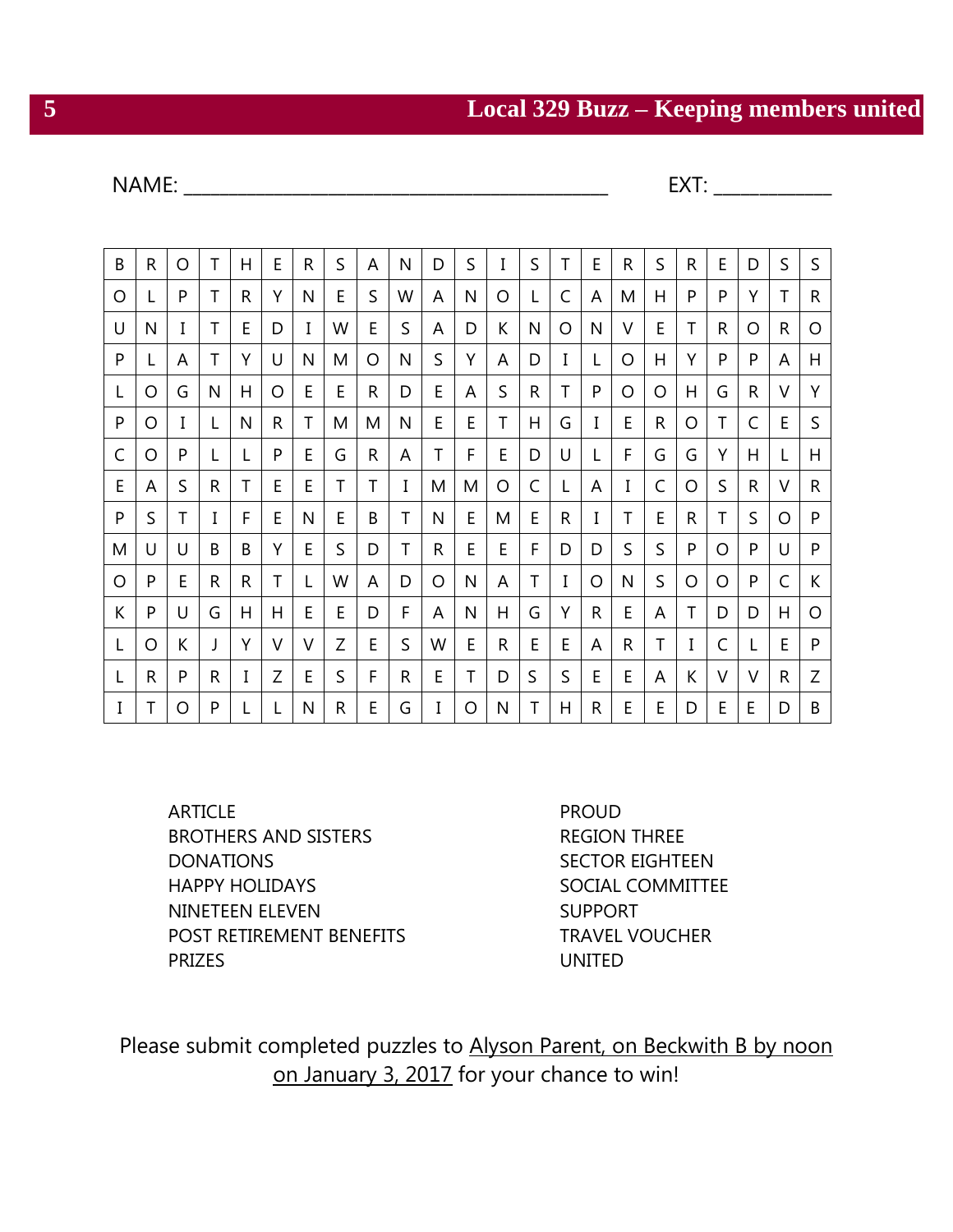NAME: ____________________________________________ EXT: ___________

| | | | | | | | | | | | | | | | | | | | | | |
|---|---|---|---|---|---|---|---|---|---|---|---|---|---|---|---|---|---|---|---|---|---|
| B | R | O | T | H | E | R | S | A | N | D | S | I | S | T | E | R | S | R | E | D | S | S |
| O | L | P | T | R | Y | N | E | S | W | A | N | O | L | C | A | M | H | P | P | Y | T | R |
| U | N | I | T | E | D | I | W | E | S | A | D | K | N | O | N | V | E | T | R | O | R | O |
| P | L | A | T | Y | U | N | M | O | N | S | Y | A | D | I | L | O | H | Y | P | P | A | H |
| L | O | G | N | H | O | E | E | R | D | E | A | S | R | T | P | O | O | H | G | R | V | Y |
| P | O | I | L | N | R | T | M | M | N | E | E | T | H | G | I | E | R | O | T | C | E | S |
| C | O | P | L | L | P | E | G | R | A | T | F | E | D | U | L | F | G | G | Y | H | L | H |
| E | A | S | R | T | E | E | T | T | I | M | M | O | C | L | A | I | C | O | S | R | V | R |
| P | S | T | I | F | E | N | E | B | T | N | E | M | E | R | I | T | E | R | T | S | O | P |
| M | U | U | B | B | Y | E | S | D | T | R | E | E | F | D | D | S | S | P | O | P | U | P |
| O | P | E | R | R | T | L | W | A | D | O | N | A | T | I | O | N | S | O | O | P | C | K |
| K | P | U | G | H | H | E | E | D | F | A | N | H | G | Y | R | E | A | T | D | D | H | O |
| L | O | K | J | Y | V | V | Z | E | S | W | E | R | E | E | A | R | T | I | C | L | E | P |
| L | R | P | R | I | Z | E | S | F | R | E | T | D | S | S | E | E | A | K | V | V | R | Z |
| I | T | O | P | L | L | N | R | E | G | I | O | N | T | H | R | E | E | D | E | E | D | B |

ARTICLE
BROTHERS AND SISTERS
DONATIONS
HAPPY HOLIDAYS
NINETEEN ELEVEN
POST RETIREMENT BENEFITS
PRIZES
PROUD
REGION THREE
SECTOR EIGHTEEN
SOCIAL COMMITTEE
SUPPORT
TRAVEL VOUCHER
UNITED

Please submit completed puzzles to Alyson Parent, on Beckwith B by noon on January 3, 2017 for your chance to win!